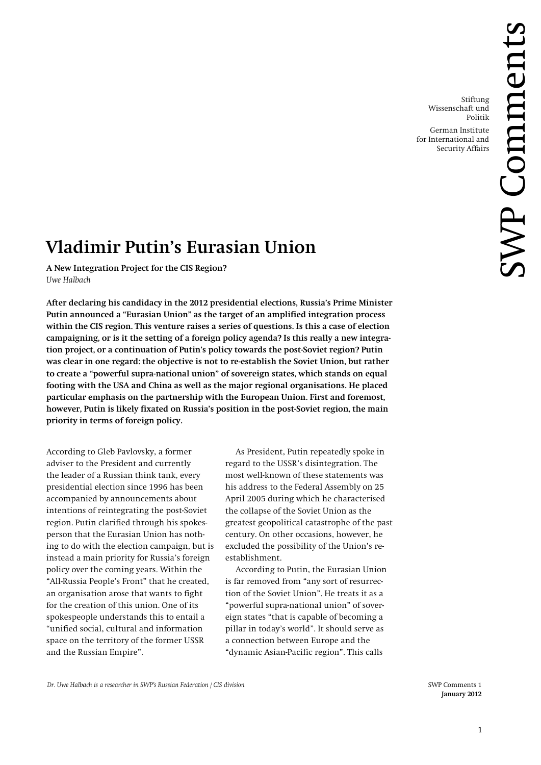Stiftung Wissenschaft und Politik

German Institute for International and Security Affairs

# Vladimir Putin's Eurasian Union

**A New Integration Project for the CIS Region?**
*Uwe Halbach*

**After declaring his candidacy in the 2012 presidential elections, Russia's Prime Minister Putin announced a "Eurasian Union" as the target of an amplified integration process within the CIS region. This venture raises a series of questions. Is this a case of election campaigning, or is it the setting of a foreign policy agenda? Is this really a new integration project, or a continuation of Putin's policy towards the post-Soviet region? Putin was clear in one regard: the objective is not to re-establish the Soviet Union, but rather to create a "powerful supra-national union" of sovereign states, which stands on equal footing with the USA and China as well as the major regional organisations. He placed particular emphasis on the partnership with the European Union. First and foremost, however, Putin is likely fixated on Russia's position in the post-Soviet region, the main priority in terms of foreign policy.**

According to Gleb Pavlovsky, a former adviser to the President and currently the leader of a Russian think tank, every presidential election since 1996 has been accompanied by announcements about intentions of reintegrating the post-Soviet region. Putin clarified through his spokesperson that the Eurasian Union has nothing to do with the election campaign, but is instead a main priority for Russia's foreign policy over the coming years. Within the "All-Russia People's Front" that he created, an organisation arose that wants to fight for the creation of this union. One of its spokespeople understands this to entail a "unified social, cultural and information space on the territory of the former USSR and the Russian Empire".

As President, Putin repeatedly spoke in regard to the USSR's disintegration. The most well-known of these statements was his address to the Federal Assembly on 25 April 2005 during which he characterised the collapse of the Soviet Union as the greatest geopolitical catastrophe of the past century. On other occasions, however, he excluded the possibility of the Union's re-establishment.

According to Putin, the Eurasian Union is far removed from "any sort of resurrection of the Soviet Union". He treats it as a "powerful supra-national union" of sovereign states "that is capable of becoming a pillar in today's world". It should serve as a connection between Europe and the "dynamic Asian-Pacific region". This calls

*Dr. Uwe Halbach is a researcher in SWP's Russian Federation / CIS division*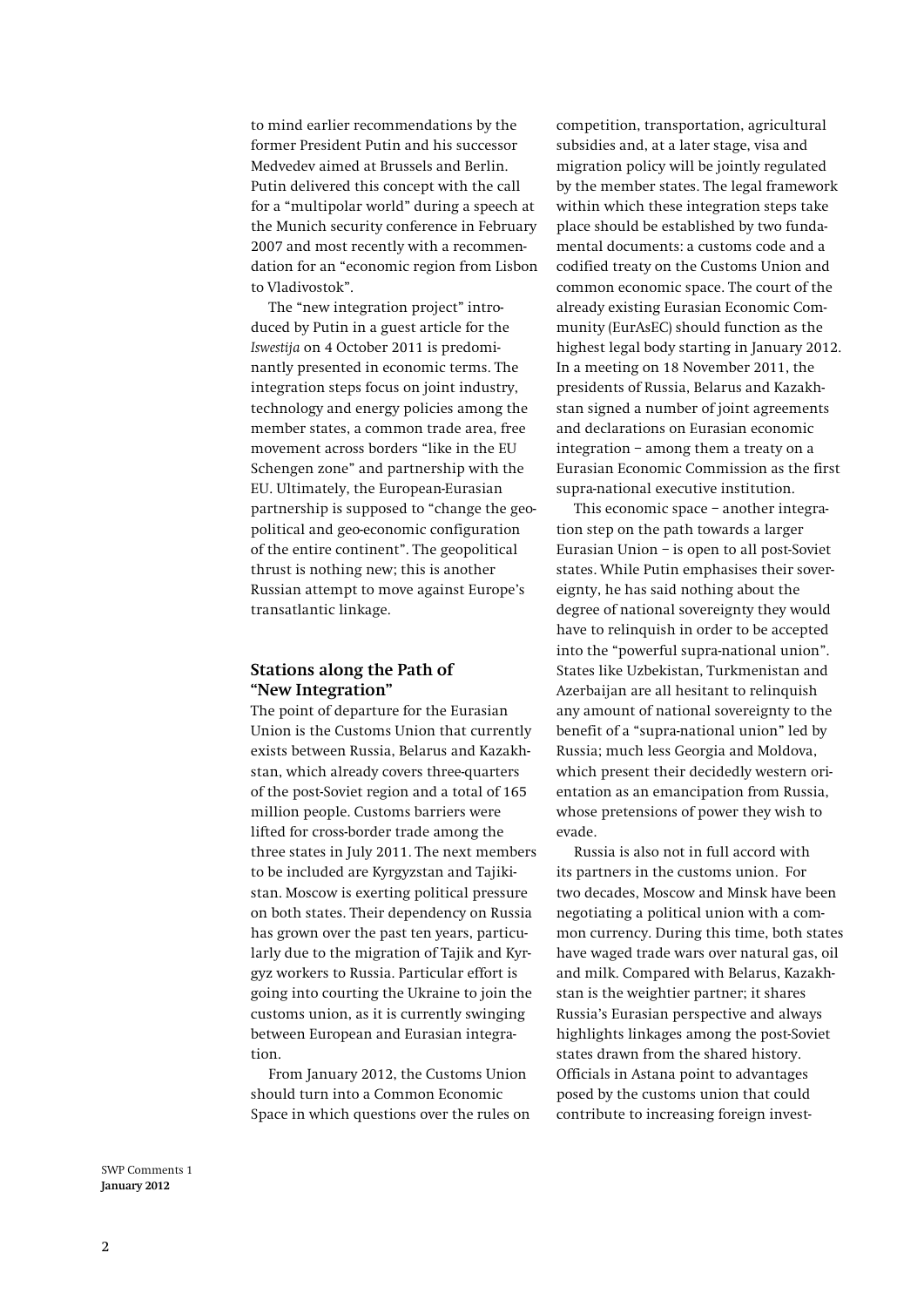to mind earlier recommendations by the former President Putin and his successor Medvedev aimed at Brussels and Berlin. Putin delivered this concept with the call for a "multipolar world" during a speech at the Munich security conference in February 2007 and most recently with a recommendation for an "economic region from Lisbon to Vladivostok".

The "new integration project" introduced by Putin in a guest article for the *Iswestija* on 4 October 2011 is predominantly presented in economic terms. The integration steps focus on joint industry, technology and energy policies among the member states, a common trade area, free movement across borders "like in the EU Schengen zone" and partnership with the EU. Ultimately, the European-Eurasian partnership is supposed to "change the geopolitical and geo-economic configuration of the entire continent". The geopolitical thrust is nothing new; this is another Russian attempt to move against Europe's transatlantic linkage.

## Stations along the Path of "New Integration"

The point of departure for the Eurasian Union is the Customs Union that currently exists between Russia, Belarus and Kazakhstan, which already covers three-quarters of the post-Soviet region and a total of 165 million people. Customs barriers were lifted for cross-border trade among the three states in July 2011. The next members to be included are Kyrgyzstan and Tajikistan. Moscow is exerting political pressure on both states. Their dependency on Russia has grown over the past ten years, particularly due to the migration of Tajik and Kyrgyz workers to Russia. Particular effort is going into courting the Ukraine to join the customs union, as it is currently swinging between European and Eurasian integration.

From January 2012, the Customs Union should turn into a Common Economic Space in which questions over the rules on competition, transportation, agricultural subsidies and, at a later stage, visa and migration policy will be jointly regulated by the member states. The legal framework within which these integration steps take place should be established by two fundamental documents: a customs code and a codified treaty on the Customs Union and common economic space. The court of the already existing Eurasian Economic Community (EurAsEC) should function as the highest legal body starting in January 2012. In a meeting on 18 November 2011, the presidents of Russia, Belarus and Kazakhstan signed a number of joint agreements and declarations on Eurasian economic integration – among them a treaty on a Eurasian Economic Commission as the first supra-national executive institution.

This economic space – another integration step on the path towards a larger Eurasian Union – is open to all post-Soviet states. While Putin emphasises their sovereignty, he has said nothing about the degree of national sovereignty they would have to relinquish in order to be accepted into the "powerful supra-national union". States like Uzbekistan, Turkmenistan and Azerbaijan are all hesitant to relinquish any amount of national sovereignty to the benefit of a "supra-national union" led by Russia; much less Georgia and Moldova, which present their decidedly western orientation as an emancipation from Russia, whose pretensions of power they wish to evade.

Russia is also not in full accord with its partners in the customs union. For two decades, Moscow and Minsk have been negotiating a political union with a common currency. During this time, both states have waged trade wars over natural gas, oil and milk. Compared with Belarus, Kazakhstan is the weightier partner; it shares Russia's Eurasian perspective and always highlights linkages among the post-Soviet states drawn from the shared history. Officials in Astana point to advantages posed by the customs union that could contribute to increasing foreign invest-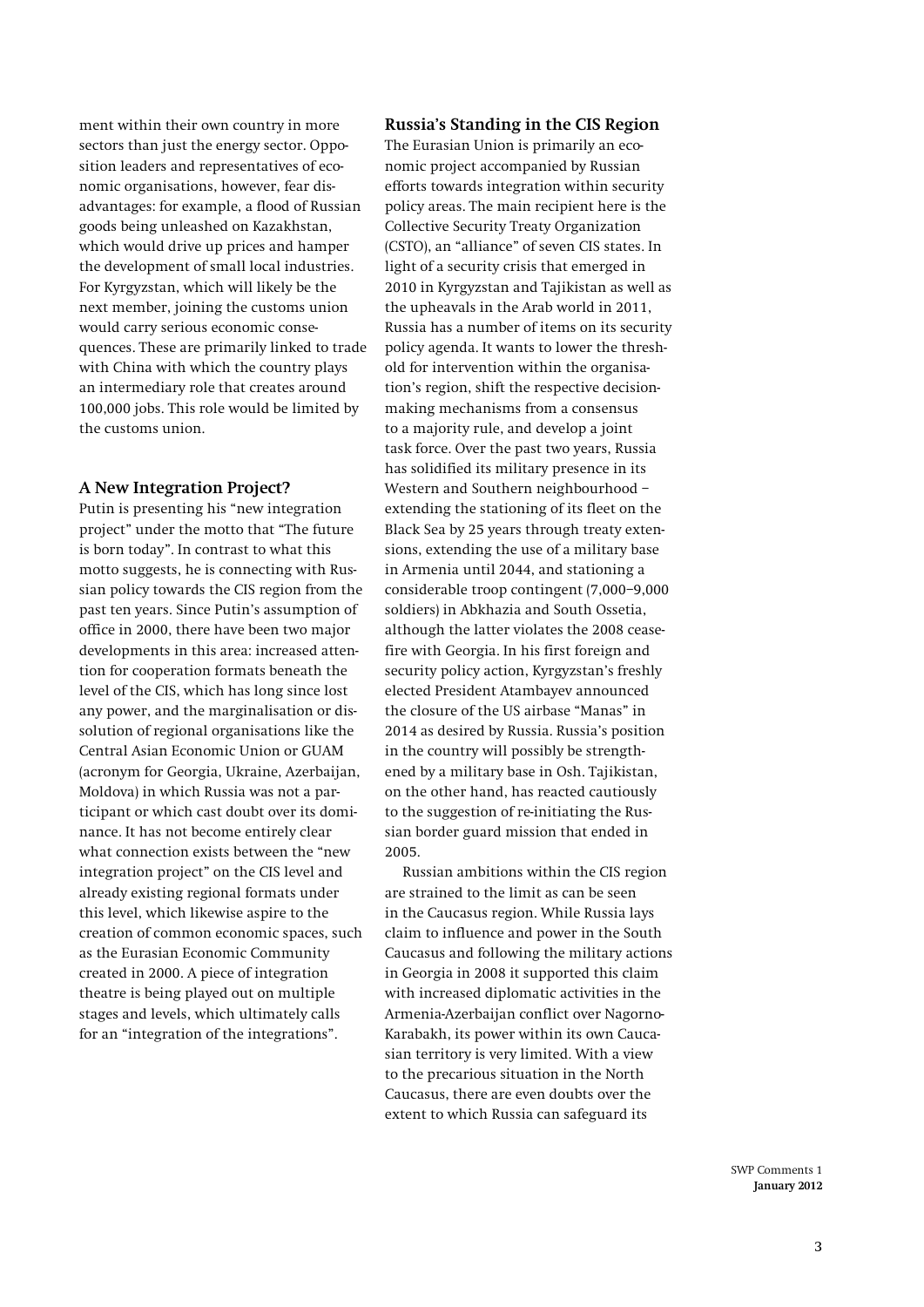ment within their own country in more sectors than just the energy sector. Opposition leaders and representatives of economic organisations, however, fear disadvantages: for example, a flood of Russian goods being unleashed on Kazakhstan, which would drive up prices and hamper the development of small local industries. For Kyrgyzstan, which will likely be the next member, joining the customs union would carry serious economic consequences. These are primarily linked to trade with China with which the country plays an intermediary role that creates around 100,000 jobs. This role would be limited by the customs union.

### A New Integration Project?

Putin is presenting his "new integration project" under the motto that "The future is born today". In contrast to what this motto suggests, he is connecting with Russian policy towards the CIS region from the past ten years. Since Putin's assumption of office in 2000, there have been two major developments in this area: increased attention for cooperation formats beneath the level of the CIS, which has long since lost any power, and the marginalisation or dissolution of regional organisations like the Central Asian Economic Union or GUAM (acronym for Georgia, Ukraine, Azerbaijan, Moldova) in which Russia was not a participant or which cast doubt over its dominance. It has not become entirely clear what connection exists between the "new integration project" on the CIS level and already existing regional formats under this level, which likewise aspire to the creation of common economic spaces, such as the Eurasian Economic Community created in 2000. A piece of integration theatre is being played out on multiple stages and levels, which ultimately calls for an "integration of the integrations".

### Russia's Standing in the CIS Region

The Eurasian Union is primarily an economic project accompanied by Russian efforts towards integration within security policy areas. The main recipient here is the Collective Security Treaty Organization (CSTO), an "alliance" of seven CIS states. In light of a security crisis that emerged in 2010 in Kyrgyzstan and Tajikistan as well as the upheavals in the Arab world in 2011, Russia has a number of items on its security policy agenda. It wants to lower the threshold for intervention within the organisation's region, shift the respective decision-making mechanisms from a consensus to a majority rule, and develop a joint task force. Over the past two years, Russia has solidified its military presence in its Western and Southern neighbourhood – extending the stationing of its fleet on the Black Sea by 25 years through treaty extensions, extending the use of a military base in Armenia until 2044, and stationing a considerable troop contingent (7,000–9,000 soldiers) in Abkhazia and South Ossetia, although the latter violates the 2008 ceasefire with Georgia. In his first foreign and security policy action, Kyrgyzstan's freshly elected President Atambayev announced the closure of the US airbase "Manas" in 2014 as desired by Russia. Russia's position in the country will possibly be strengthened by a military base in Osh. Tajikistan, on the other hand, has reacted cautiously to the suggestion of re-initiating the Russian border guard mission that ended in 2005.

Russian ambitions within the CIS region are strained to the limit as can be seen in the Caucasus region. While Russia lays claim to influence and power in the South Caucasus and following the military actions in Georgia in 2008 it supported this claim with increased diplomatic activities in the Armenia-Azerbaijan conflict over Nagorno-Karabakh, its power within its own Caucasian territory is very limited. With a view to the precarious situation in the North Caucasus, there are even doubts over the extent to which Russia can safeguard its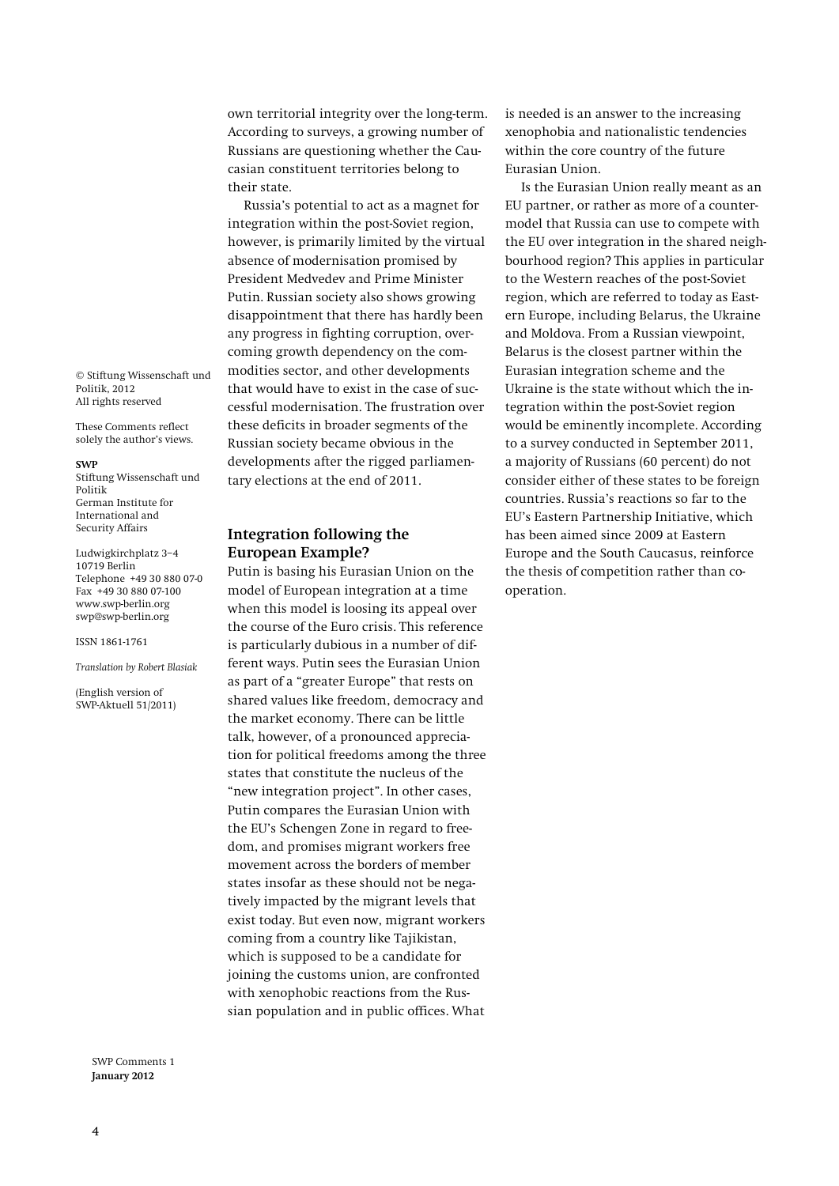own territorial integrity over the long-term. According to surveys, a growing number of Russians are questioning whether the Caucasian constituent territories belong to their state.

Russia's potential to act as a magnet for integration within the post-Soviet region, however, is primarily limited by the virtual absence of modernisation promised by President Medvedev and Prime Minister Putin. Russian society also shows growing disappointment that there has hardly been any progress in fighting corruption, overcoming growth dependency on the commodities sector, and other developments that would have to exist in the case of successful modernisation. The frustration over these deficits in broader segments of the Russian society became obvious in the developments after the rigged parliamentary elections at the end of 2011.

## Integration following the European Example?

Putin is basing his Eurasian Union on the model of European integration at a time when this model is loosing its appeal over the course of the Euro crisis. This reference is particularly dubious in a number of different ways. Putin sees the Eurasian Union as part of a "greater Europe" that rests on shared values like freedom, democracy and the market economy. There can be little talk, however, of a pronounced appreciation for political freedoms among the three states that constitute the nucleus of the "new integration project". In other cases, Putin compares the Eurasian Union with the EU's Schengen Zone in regard to freedom, and promises migrant workers free movement across the borders of member states insofar as these should not be negatively impacted by the migrant levels that exist today. But even now, migrant workers coming from a country like Tajikistan, which is supposed to be a candidate for joining the customs union, are confronted with xenophobic reactions from the Russian population and in public offices. What is needed is an answer to the increasing xenophobia and nationalistic tendencies within the core country of the future Eurasian Union.

Is the Eurasian Union really meant as an EU partner, or rather as more of a countermodel that Russia can use to compete with the EU over integration in the shared neighbourhood region? This applies in particular to the Western reaches of the post-Soviet region, which are referred to today as Eastern Europe, including Belarus, the Ukraine and Moldova. From a Russian viewpoint, Belarus is the closest partner within the Eurasian integration scheme and the Ukraine is the state without which the integration within the post-Soviet region would be eminently incomplete. According to a survey conducted in September 2011, a majority of Russians (60 percent) do not consider either of these states to be foreign countries. Russia's reactions so far to the EU's Eastern Partnership Initiative, which has been aimed since 2009 at Eastern Europe and the South Caucasus, reinforce the thesis of competition rather than cooperation.

© Stiftung Wissenschaft und Politik, 2012
All rights reserved

These Comments reflect solely the author's views.

**SWP**
Stiftung Wissenschaft und Politik
German Institute for International and Security Affairs

Ludwigkirchplatz 3–4
10719 Berlin
Telephone +49 30 880 07-0
Fax +49 30 880 07-100
www.swp-berlin.org
swp@swp-berlin.org

ISSN 1861-1761

*Translation by Robert Blasiak*

(English version of SWP-Aktuell 51/2011)